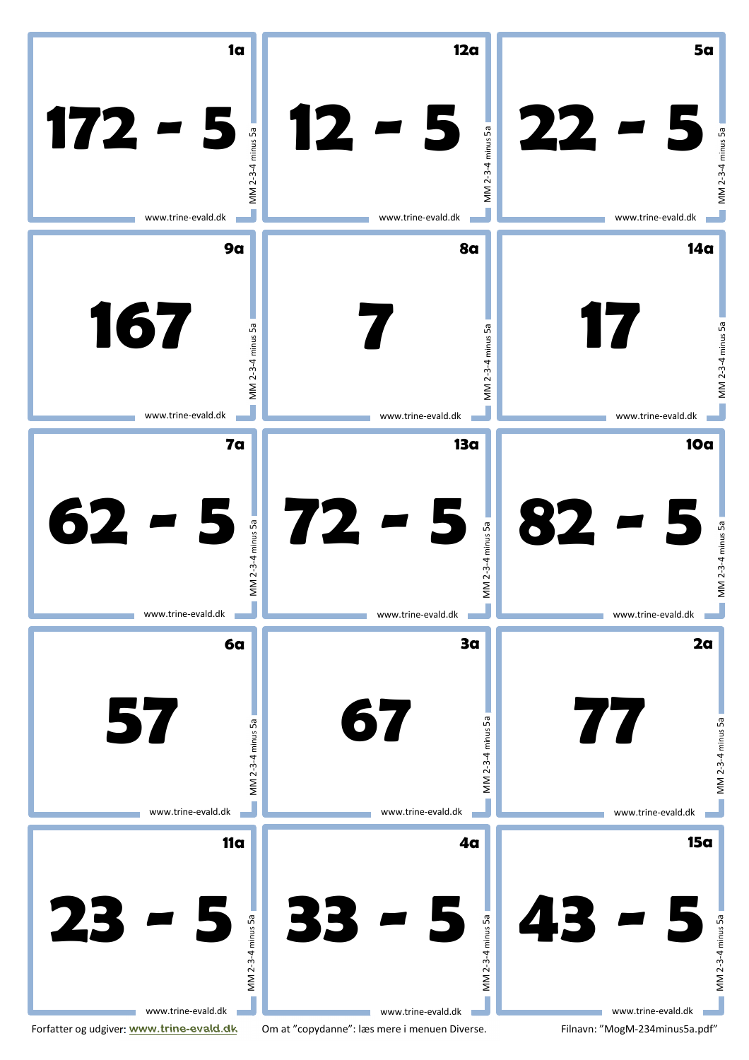| | | |
|---|---|---|
| **1a**<br>**172 - 5**<br>MM 2-3-4 minus 5a<br>www.trine-evald.dk | **12a**<br>**12 - 5**<br>MM 2-3-4 minus 5a<br>www.trine-evald.dk | **5a**<br>**22 - 5**<br>MM 2-3-4 minus 5a<br>www.trine-evald.dk |
| **9a**<br>**167**<br>MM 2-3-4 minus 5a<br>www.trine-evald.dk | **8a**<br>**7**<br>MM 2-3-4 minus 5a<br>www.trine-evald.dk | **14a**<br>**17**<br>MM 2-3-4 minus 5a<br>www.trine-evald.dk |
| **7a**<br>**62 - 5**<br>MM 2-3-4 minus 5a<br>www.trine-evald.dk | **13a**<br>**72 - 5**<br>MM 2-3-4 minus 5a<br>www.trine-evald.dk | **10a**<br>**82 - 5**<br>MM 2-3-4 minus 5a<br>www.trine-evald.dk |
| **6a**<br>**57**<br>MM 2-3-4 minus 5a<br>www.trine-evald.dk | **3a**<br>**67**<br>MM 2-3-4 minus 5a<br>www.trine-evald.dk | **2a**<br>**77**<br>MM 2-3-4 minus 5a<br>www.trine-evald.dk |
| **11a**<br>**23 - 5**<br>MM 2-3-4 minus 5a<br>www.trine-evald.dk | **4a**<br>**33 - 5**<br>MM 2-3-4 minus 5a<br>www.trine-evald.dk | **15a**<br>**43 - 5**<br>MM 2-3-4 minus 5a<br>www.trine-evald.dk |

Forfatter og udgiver: www.trine-evald.dk. Om at "copydanne": læs mere i menuen Diverse. Filnavn: "MogM-234minus5a.pdf"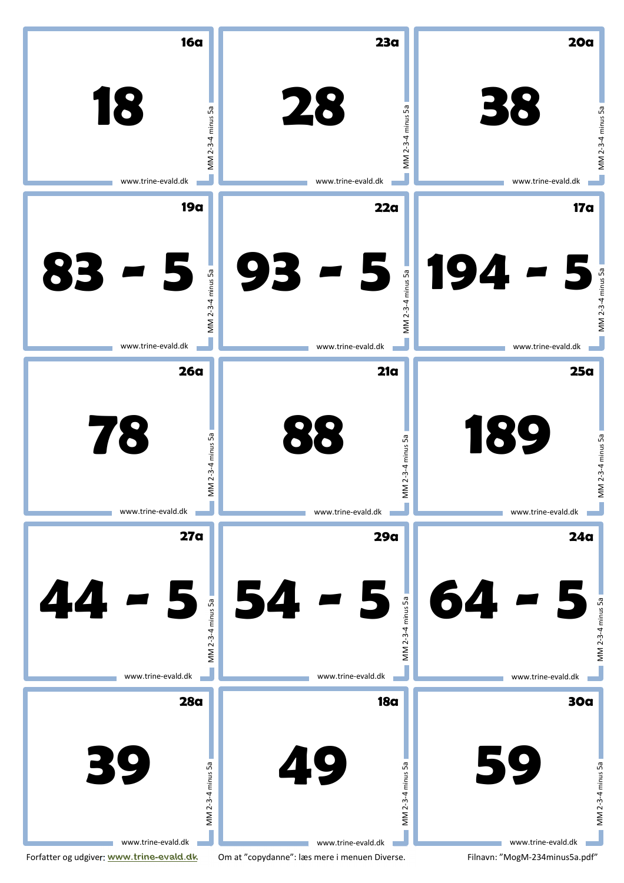| | | |
|---|---|---|
| 16a<br>**18** | 23a<br>**28** | 20a<br>**38** |
| 19a<br>**83 - 5** | 22a<br>**93 - 5** | 17a<br>**194 - 5** |
| 26a<br>**78** | 21a<br>**88** | 25a<br>**189** |
| 27a<br>**44 - 5** | 29a<br>**54 - 5** | 24a<br>**64 - 5** |
| 28a<br>**39** | 18a<br>**49** | 30a<br>**59** |

Each card: MM 2-3-4 minus 5a — www.trine-evald.dk

Forfatter og udgiver: www.trine-evald.dk. Om at "copydanne": læs mere i menuen Diverse. Filnavn: "MogM-234minus5a.pdf"